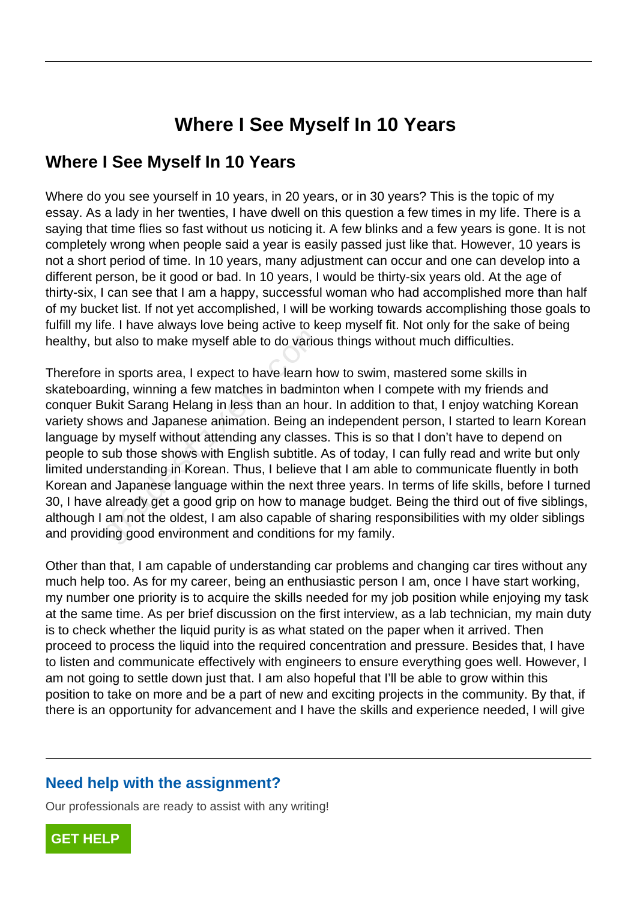# Where I See Myself In 10 Years

## Where I See Myself In 10 Years

Where do you see yourself in 10 years, in 20 years, or in 30 years? This is the topic of my essay. As a lady in her twenties, I have dwell on this question a few times in my life. There is a saying that time flies so fast without us noticing it. A few blinks and a few years is gone. It is not completely wrong when people said a year is easily passed just like that. However, 10 years is not a short period of time. In 10 years, many adjustment can occur and one can develop into a different person, be it good or bad. In 10 years, I would be thirty-six years old. At the age of thirty-six, I can see that I am a happy, successful woman who had accomplished more than half of my bucket list. If not yet accomplished, I will be working towards accomplishing those goals to fulfill my life. I have always love being active to keep myself fit. Not only for the sake of being healthy, but also to make myself able to do various things without much difficulties.

Therefore in sports area, I expect to have learn how to swim, mastered some skills in skateboarding, winning a few matches in badminton when I compete with my friends and conquer Bukit Sarang Helang in less than an hour. In addition to that, I enjoy watching Korean variety shows and Japanese animation. Being an independent person, I started to learn Korean language by myself without attending any classes. This is so that I don't have to depend on people to sub those shows with English subtitle. As of today, I can fully read and write but only limited understanding in Korean. Thus, I believe that I am able to communicate fluently in both Korean and Japanese language within the next three years. In terms of life skills, before I turned 30, I have already get a good grip on how to manage budget. Being the third out of five siblings, although I am not the oldest, I am also capable of sharing responsibilities with my older siblings and providing good environment and conditions for my family.

Other than that, I am capable of understanding car problems and changing car tires without any much help too. As for my career, being an enthusiastic person I am, once I have start working, my number one priority is to acquire the skills needed for my job position while enjoying my task at the same time. As per brief discussion on the first interview, as a lab technician, my main duty is to check whether the liquid purity is as what stated on the paper when it arrived. Then proceed to process the liquid into the required concentration and pressure. Besides that, I have to listen and communicate effectively with engineers to ensure everything goes well. However, I am not going to settle down just that. I am also hopeful that I'll be able to grow within this position to take on more and be a part of new and exciting projects in the community. By that, if there is an opportunity for advancement and I have the skills and experience needed, I will give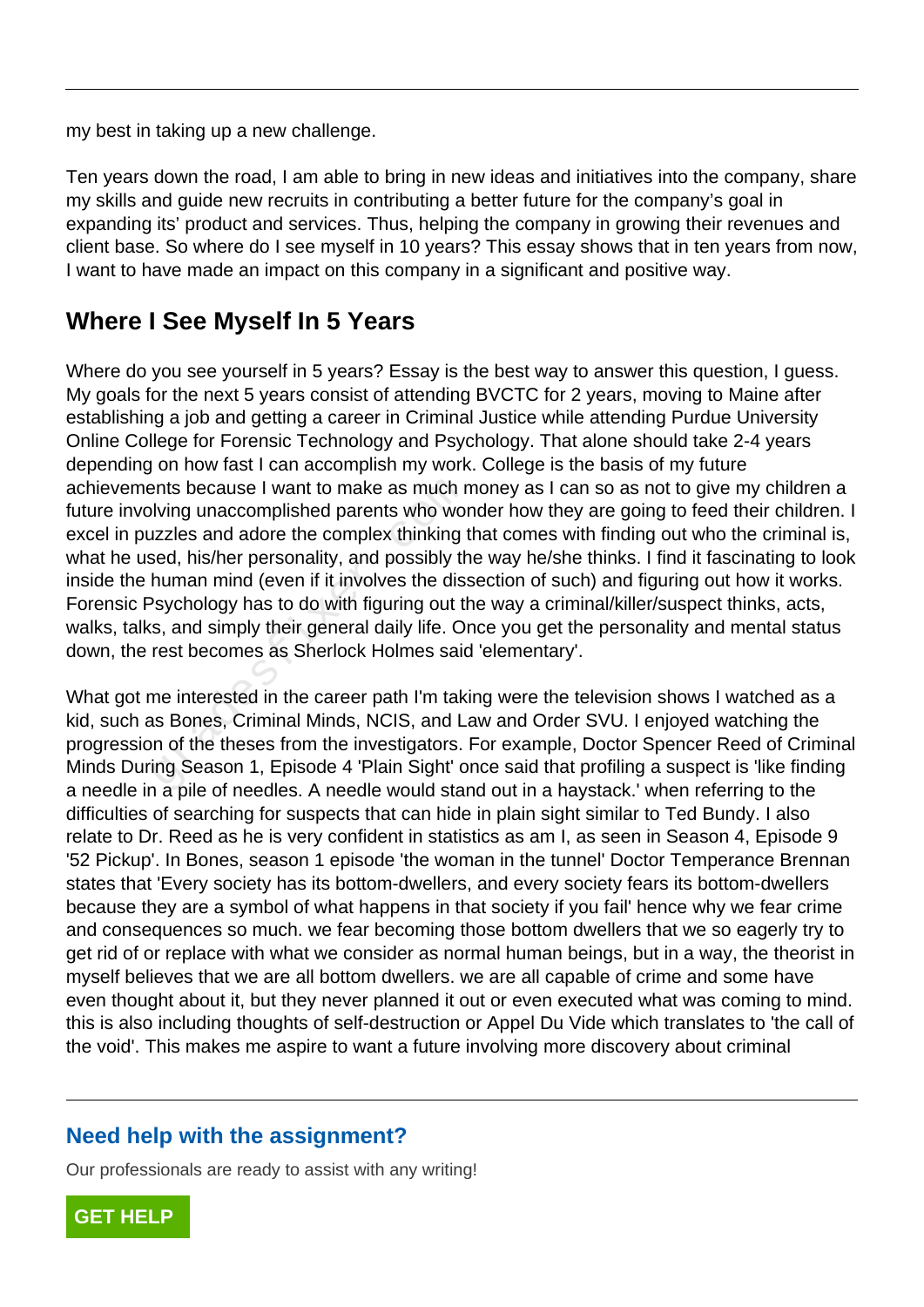my best in taking up a new challenge.

Ten years down the road, I am able to bring in new ideas and initiatives into the company, share my skills and guide new recruits in contributing a better future for the company's goal in expanding its' product and services. Thus, helping the company in growing their revenues and client base. So where do I see myself in 10 years? This essay shows that in ten years from now, I want to have made an impact on this company in a significant and positive way.

## Where I See Myself In 5 Years

Where do you see yourself in 5 years? Essay is the best way to answer this question, I guess. My goals for the next 5 years consist of attending BVCTC for 2 years, moving to Maine after establishing a job and getting a career in Criminal Justice while attending Purdue University Online College for Forensic Technology and Psychology. That alone should take 2-4 years depending on how fast I can accomplish my work. College is the basis of my future achievements because I want to make as much money as I can so as not to give my children a future involving unaccomplished parents who wonder how they are going to feed their children. I excel in puzzles and adore the complex thinking that comes with finding out who the criminal is, what he used, his/her personality, and possibly the way he/she thinks. I find it fascinating to look inside the human mind (even if it involves the dissection of such) and figuring out how it works. Forensic Psychology has to do with figuring out the way a criminal/killer/suspect thinks, acts, walks, talks, and simply their general daily life. Once you get the personality and mental status down, the rest becomes as Sherlock Holmes said 'elementary'.

What got me interested in the career path I'm taking were the television shows I watched as a kid, such as Bones, Criminal Minds, NCIS, and Law and Order SVU. I enjoyed watching the progression of the theses from the investigators. For example, Doctor Spencer Reed of Criminal Minds During Season 1, Episode 4 'Plain Sight' once said that profiling a suspect is 'like finding a needle in a pile of needles. A needle would stand out in a haystack.' when referring to the difficulties of searching for suspects that can hide in plain sight similar to Ted Bundy. I also relate to Dr. Reed as he is very confident in statistics as am I, as seen in Season 4, Episode 9 '52 Pickup'. In Bones, season 1 episode 'the woman in the tunnel' Doctor Temperance Brennan states that 'Every society has its bottom-dwellers, and every society fears its bottom-dwellers because they are a symbol of what happens in that society if you fail' hence why we fear crime and consequences so much. we fear becoming those bottom dwellers that we so eagerly try to get rid of or replace with what we consider as normal human beings, but in a way, the theorist in myself believes that we are all bottom dwellers. we are all capable of crime and some have even thought about it, but they never planned it out or even executed what was coming to mind. this is also including thoughts of self-destruction or Appel Du Vide which translates to 'the call of the void'. This makes me aspire to want a future involving more discovery about criminal

## Need help with the assignment?

Our professionals are ready to assist with any writing!

GET HELP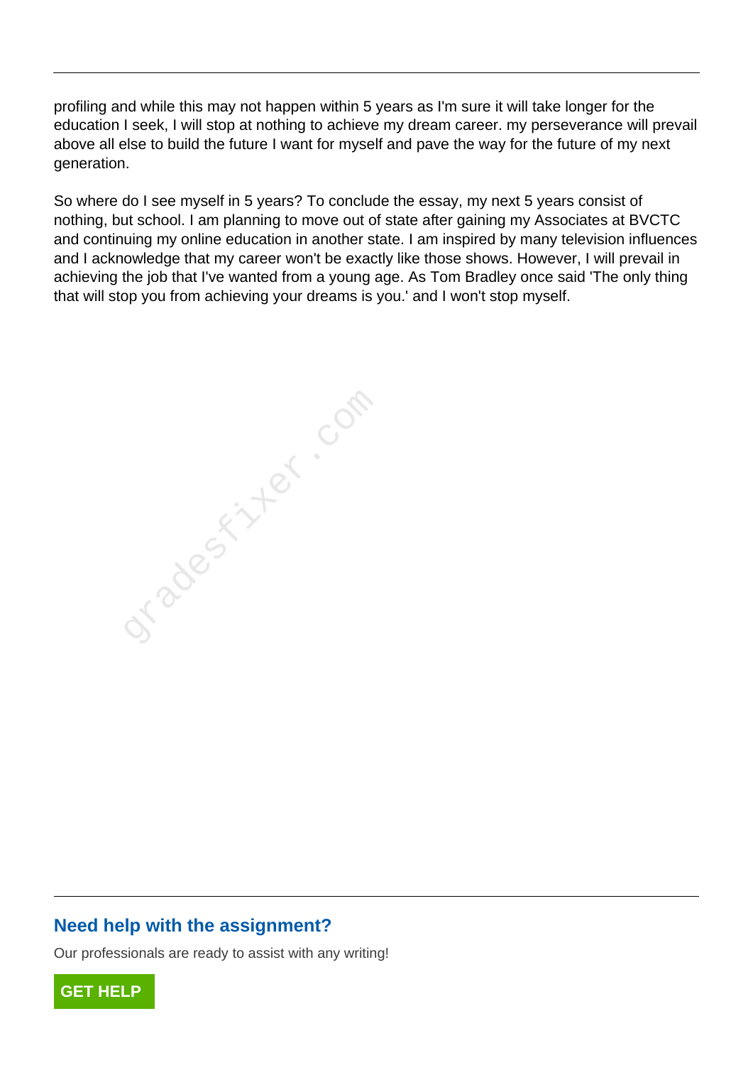profiling and while this may not happen within 5 years as I'm sure it will take longer for the education I seek, I will stop at nothing to achieve my dream career. my perseverance will prevail above all else to build the future I want for myself and pave the way for the future of my next generation.

So where do I see myself in 5 years? To conclude the essay, my next 5 years consist of nothing, but school. I am planning to move out of state after gaining my Associates at BVCTC and continuing my online education in another state. I am inspired by many television influences and I acknowledge that my career won't be exactly like those shows. However, I will prevail in achieving the job that I've wanted from a young age. As Tom Bradley once said 'The only thing that will stop you from achieving your dreams is you.' and I won't stop myself.

## Need help with the assignment?

Our professionals are ready to assist with any writing!

**GET HELP**